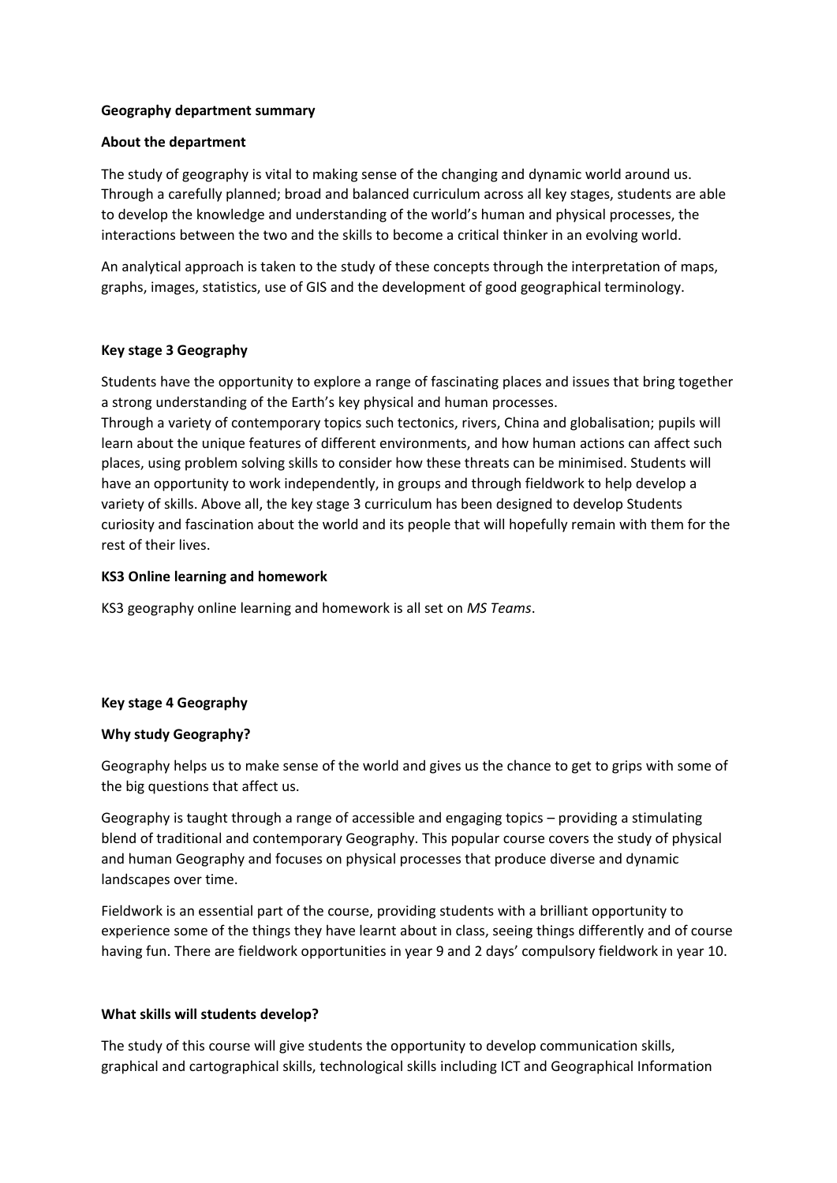**Geography department summary**

**About the department**

The study of geography is vital to making sense of the changing and dynamic world around us. Through a carefully planned; broad and balanced curriculum across all key stages, students are able to develop the knowledge and understanding of the world's human and physical processes, the interactions between the two and the skills to become a critical thinker in an evolving world.

An analytical approach is taken to the study of these concepts through the interpretation of maps, graphs, images, statistics, use of GIS and the development of good geographical terminology.

**Key stage 3 Geography**

Students have the opportunity to explore a range of fascinating places and issues that bring together a strong understanding of the Earth's key physical and human processes.
Through a variety of contemporary topics such tectonics, rivers, China and globalisation; pupils will learn about the unique features of different environments, and how human actions can affect such places, using problem solving skills to consider how these threats can be minimised. Students will have an opportunity to work independently, in groups and through fieldwork to help develop a variety of skills. Above all, the key stage 3 curriculum has been designed to develop Students curiosity and fascination about the world and its people that will hopefully remain with them for the rest of their lives.

**KS3 Online learning and homework**

KS3 geography online learning and homework is all set on *MS Teams*.

**Key stage 4 Geography**

**Why study Geography?**

Geography helps us to make sense of the world and gives us the chance to get to grips with some of the big questions that affect us.

Geography is taught through a range of accessible and engaging topics – providing a stimulating blend of traditional and contemporary Geography. This popular course covers the study of physical and human Geography and focuses on physical processes that produce diverse and dynamic landscapes over time.

Fieldwork is an essential part of the course, providing students with a brilliant opportunity to experience some of the things they have learnt about in class, seeing things differently and of course having fun. There are fieldwork opportunities in year 9 and 2 days' compulsory fieldwork in year 10.

**What skills will students develop?**

The study of this course will give students the opportunity to develop communication skills, graphical and cartographical skills, technological skills including ICT and Geographical Information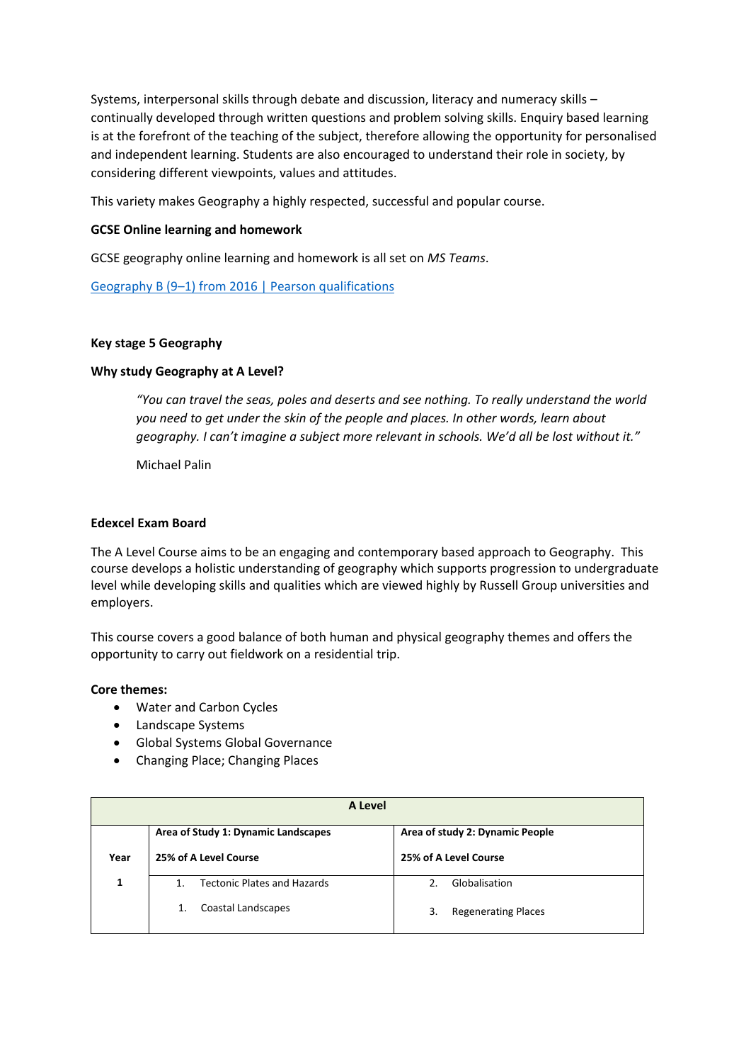Systems, interpersonal skills through debate and discussion, literacy and numeracy skills – continually developed through written questions and problem solving skills. Enquiry based learning is at the forefront of the teaching of the subject, therefore allowing the opportunity for personalised and independent learning. Students are also encouraged to understand their role in society, by considering different viewpoints, values and attitudes.

This variety makes Geography a highly respected, successful and popular course.

**GCSE Online learning and homework**

GCSE geography online learning and homework is all set on *MS Teams*.

[Geography B (9–1) from 2016 | Pearson qualifications]

**Key stage 5 Geography**

**Why study Geography at A Level?**

> *"You can travel the seas, poles and deserts and see nothing. To really understand the world you need to get under the skin of the people and places. In other words, learn about geography. I can't imagine a subject more relevant in schools. We'd all be lost without it."*
>
> Michael Palin

**Edexcel Exam Board**

The A Level Course aims to be an engaging and contemporary based approach to Geography. This course develops a holistic understanding of geography which supports progression to undergraduate level while developing skills and qualities which are viewed highly by Russell Group universities and employers.

This course covers a good balance of both human and physical geography themes and offers the opportunity to carry out fieldwork on a residential trip.

**Core themes:**

- Water and Carbon Cycles
- Landscape Systems
- Global Systems Global Governance
- Changing Place; Changing Places

| A Level | | |
|---|---|---|
| **Year** | **Area of Study 1: Dynamic Landscapes**<br>**25% of A Level Course** | **Area of study 2: Dynamic People**<br>**25% of A Level Course** |
| **1** | 1. Tectonic Plates and Hazards<br>1. Coastal Landscapes | 2. Globalisation<br>3. Regenerating Places |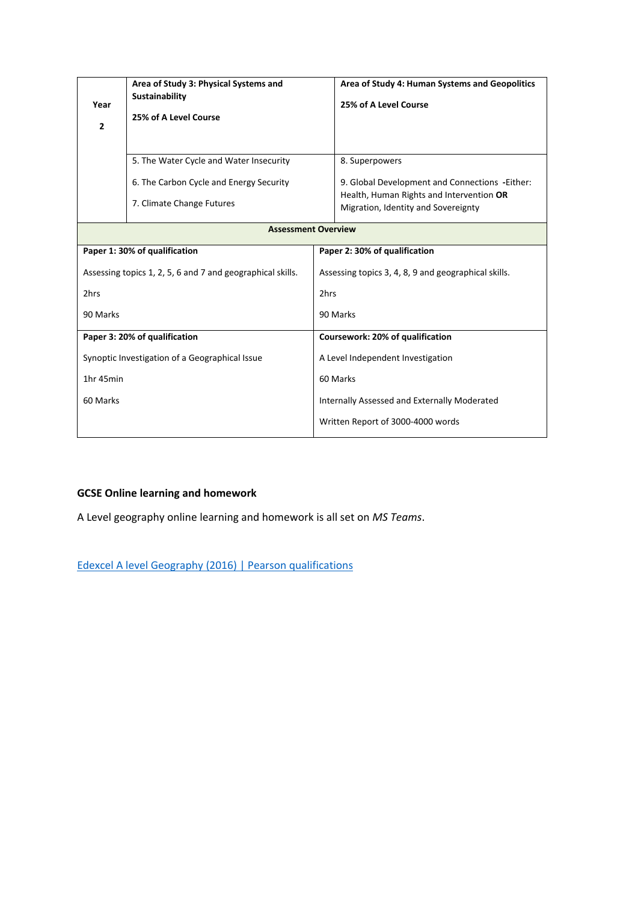| | | |
|---|---|---|
| **Year**<br><br>**2** | **Area of Study 3: Physical Systems and Sustainability**<br><br>**25% of A Level Course** | **Area of Study 4: Human Systems and Geopolitics**<br><br>**25% of A Level Course** |
| | 5. The Water Cycle and Water Insecurity<br><br>6. The Carbon Cycle and Energy Security<br><br>7. Climate Change Futures | 8. Superpowers<br><br>9. Global Development and Connections -Either: Health, Human Rights and Intervention **OR** Migration, Identity and Sovereignty |

| **Assessment Overview** | |
|---|---|
| **Paper 1: 30% of qualification**<br><br>Assessing topics 1, 2, 5, 6 and 7 and geographical skills.<br><br>2hrs<br><br>90 Marks | **Paper 2: 30% of qualification**<br><br>Assessing topics 3, 4, 8, 9 and geographical skills.<br><br>2hrs<br><br>90 Marks |
| **Paper 3: 20% of qualification**<br><br>Synoptic Investigation of a Geographical Issue<br><br>1hr 45min<br><br>60 Marks | **Coursework: 20% of qualification**<br><br>A Level Independent Investigation<br><br>60 Marks<br><br>Internally Assessed and Externally Moderated<br><br>Written Report of 3000-4000 words |

## GCSE Online learning and homework

A Level geography online learning and homework is all set on *MS Teams*.

[Edexcel A level Geography (2016) | Pearson qualifications]